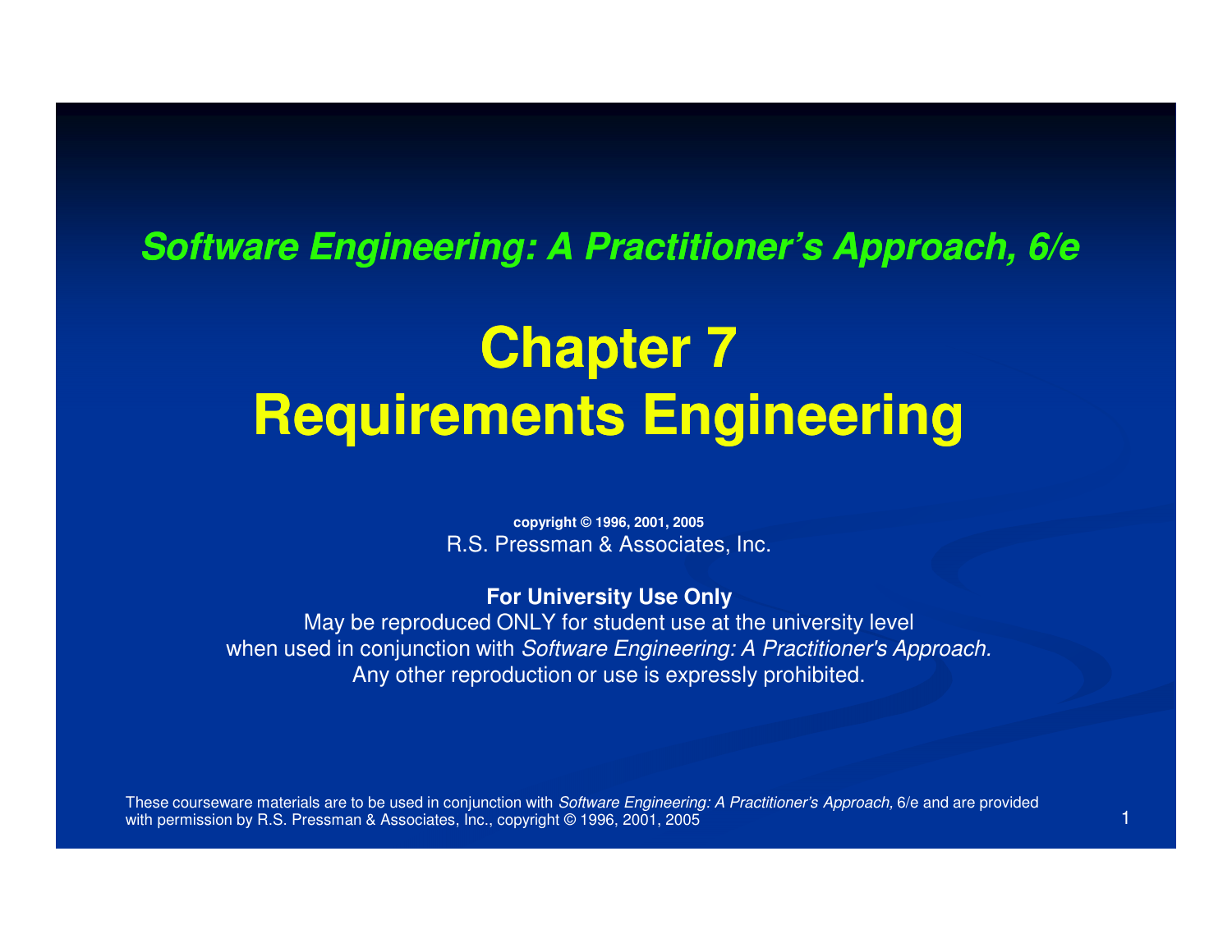*Software Engineering: A Practitioner's Approach, 6/e*

# Chapter 7
# Requirements Engineering

**copyright © 1996, 2001, 2005**
R.S. Pressman & Associates, Inc.

**For University Use Only**
May be reproduced ONLY for student use at the university level
when used in conjunction with *Software Engineering: A Practitioner's Approach.*
Any other reproduction or use is expressly prohibited.

These courseware materials are to be used in conjunction with *Software Engineering: A Practitioner's Approach,* 6/e and are provided with permission by R.S. Pressman & Associates, Inc., copyright © 1996, 2001, 2005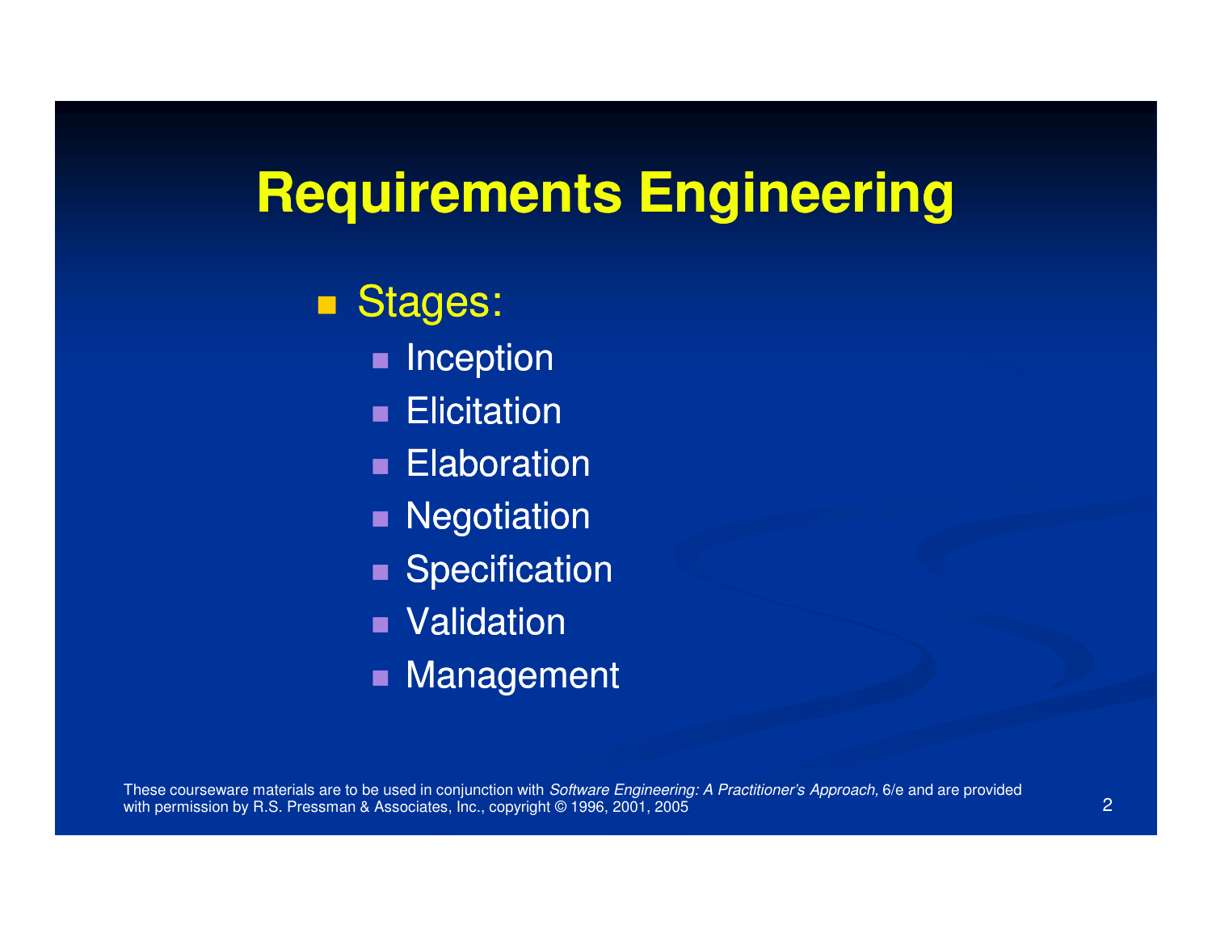# Requirements Engineering

- Stages:
  - Inception
  - Elicitation
  - Elaboration
  - Negotiation
  - Specification
  - Validation
  - Management

These courseware materials are to be used in conjunction with *Software Engineering: A Practitioner's Approach,* 6/e and are provided with permission by R.S. Pressman & Associates, Inc., copyright © 1996, 2001, 2005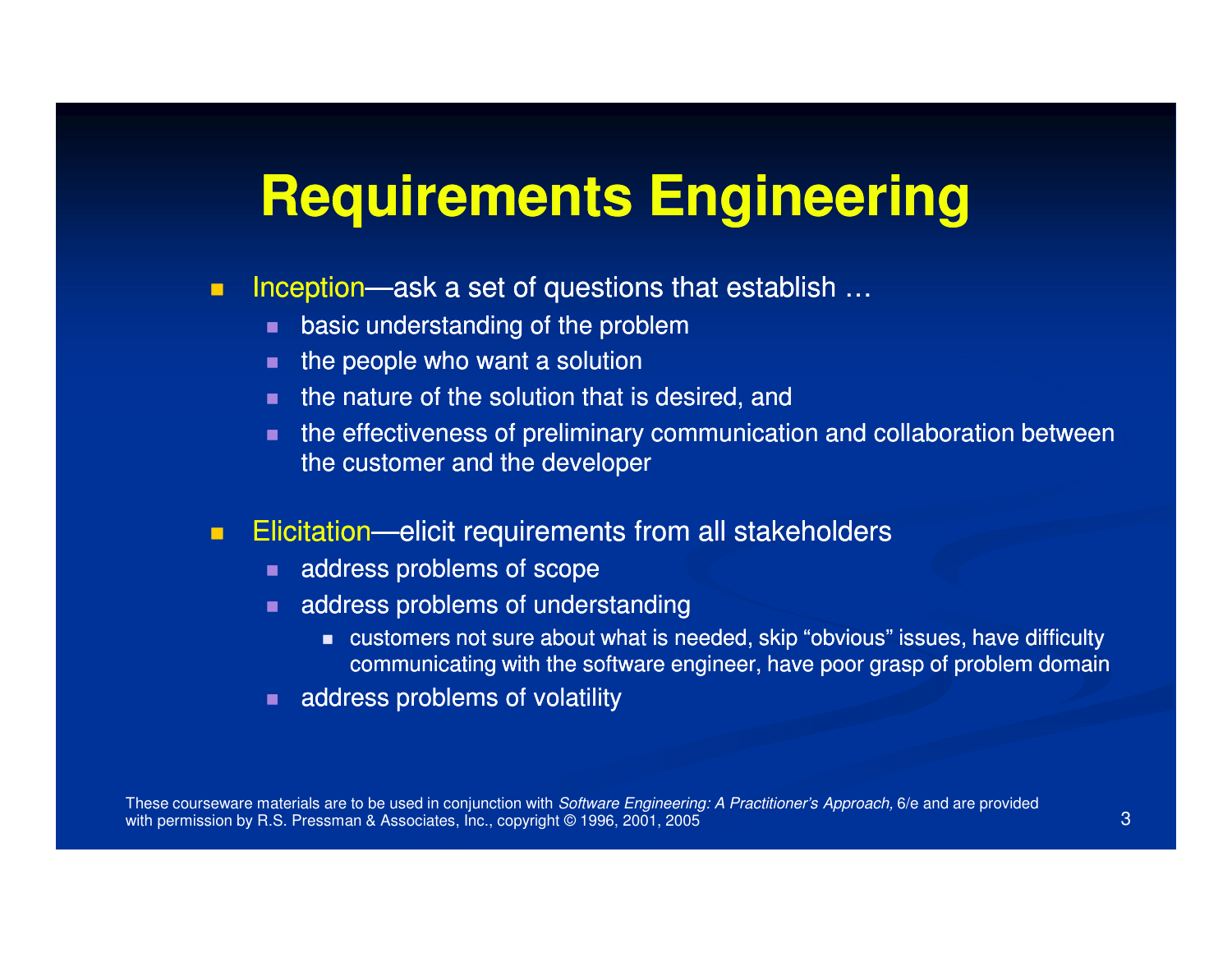# Requirements Engineering

- Inception—ask a set of questions that establish …
  - basic understanding of the problem
  - the people who want a solution
  - the nature of the solution that is desired, and
  - the effectiveness of preliminary communication and collaboration between the customer and the developer
- Elicitation—elicit requirements from all stakeholders
  - address problems of scope
  - address problems of understanding
    - customers not sure about what is needed, skip "obvious" issues, have difficulty communicating with the software engineer, have poor grasp of problem domain
  - address problems of volatility

These courseware materials are to be used in conjunction with *Software Engineering: A Practitioner's Approach,* 6/e and are provided with permission by R.S. Pressman & Associates, Inc., copyright © 1996, 2001, 2005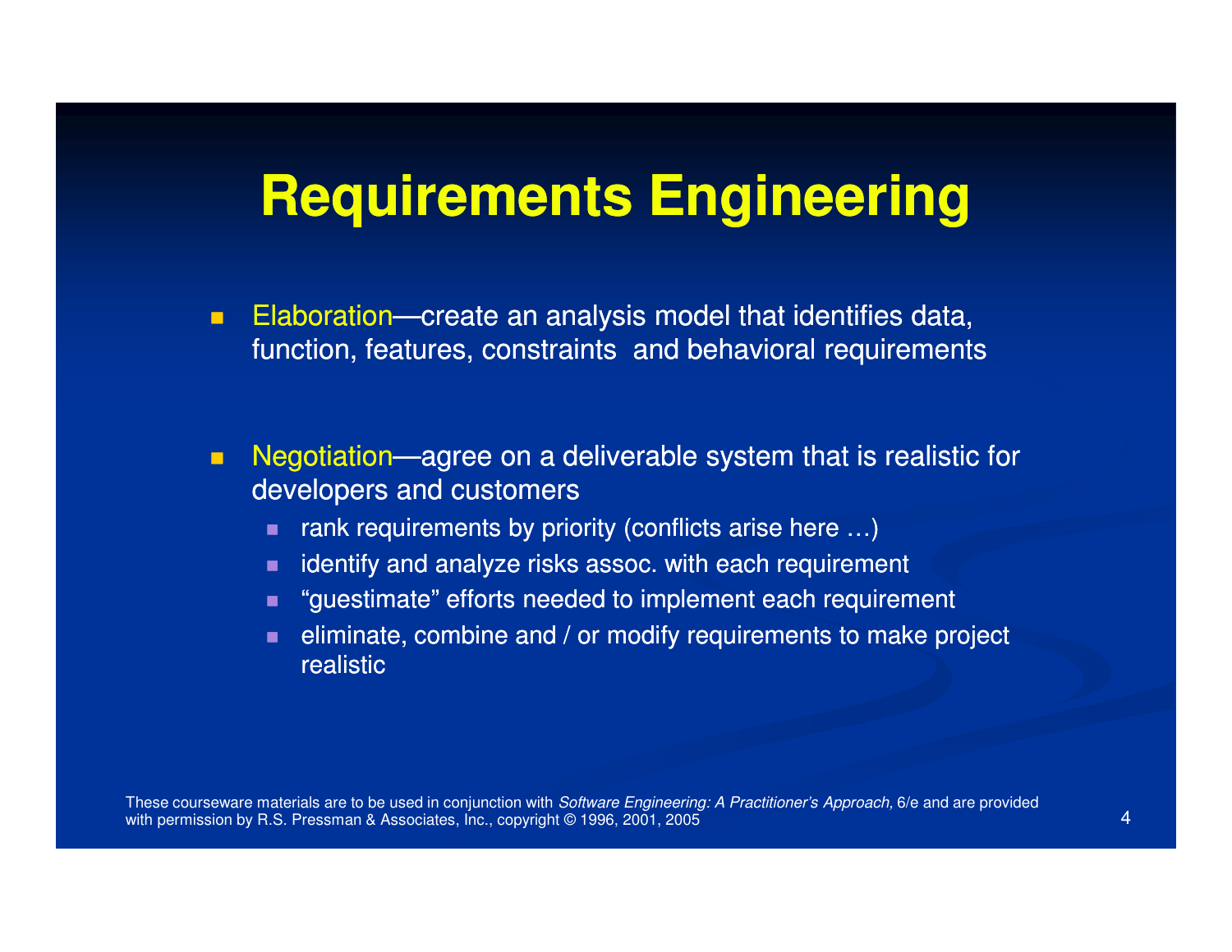# Requirements Engineering

- Elaboration—create an analysis model that identifies data, function, features, constraints and behavioral requirements

- Negotiation—agree on a deliverable system that is realistic for developers and customers
  - rank requirements by priority (conflicts arise here …)
  - identify and analyze risks assoc. with each requirement
  - "guestimate" efforts needed to implement each requirement
  - eliminate, combine and / or modify requirements to make project realistic

These courseware materials are to be used in conjunction with *Software Engineering: A Practitioner's Approach,* 6/e and are provided with permission by R.S. Pressman & Associates, Inc., copyright © 1996, 2001, 2005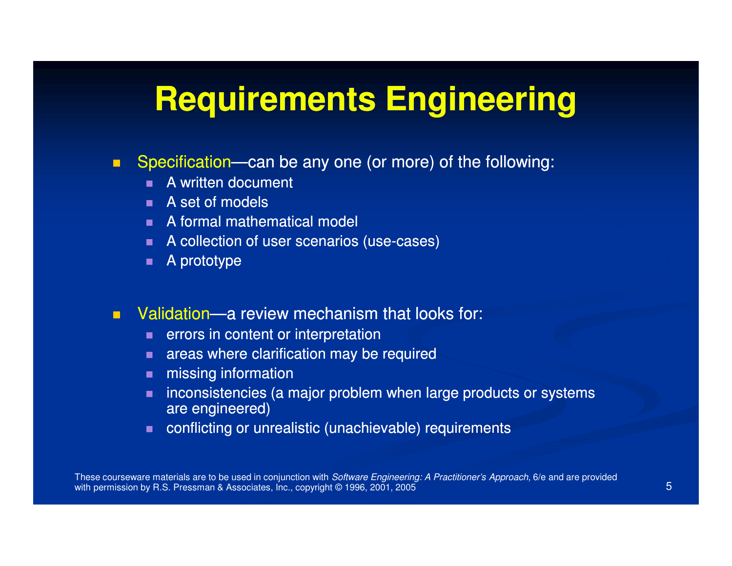# Requirements Engineering

- Specification—can be any one (or more) of the following:
  - A written document
  - A set of models
  - A formal mathematical model
  - A collection of user scenarios (use-cases)
  - A prototype

- Validation—a review mechanism that looks for:
  - errors in content or interpretation
  - areas where clarification may be required
  - missing information
  - inconsistencies (a major problem when large products or systems are engineered)
  - conflicting or unrealistic (unachievable) requirements

These courseware materials are to be used in conjunction with *Software Engineering: A Practitioner's Approach,* 6/e and are provided with permission by R.S. Pressman & Associates, Inc., copyright © 1996, 2001, 2005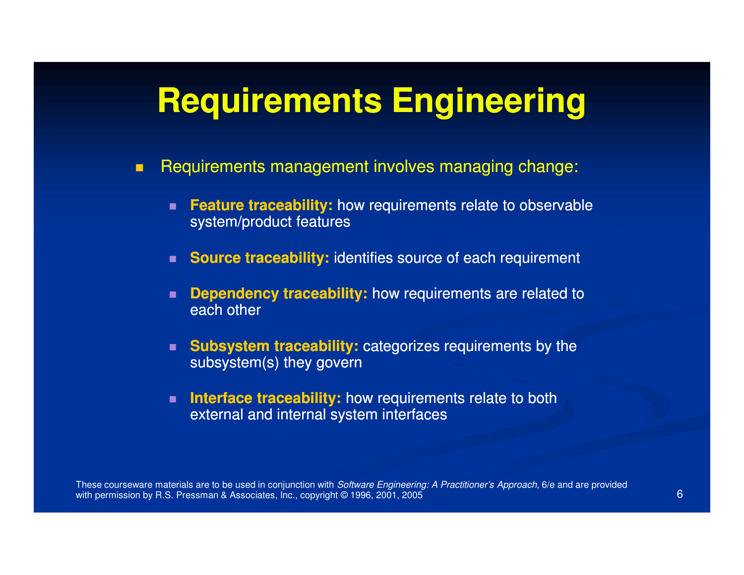# Requirements Engineering

- Requirements management involves managing change:
  - **Feature traceability:** how requirements relate to observable system/product features
  - **Source traceability:** identifies source of each requirement
  - **Dependency traceability:** how requirements are related to each other
  - **Subsystem traceability:** categorizes requirements by the subsystem(s) they govern
  - **Interface traceability:** how requirements relate to both external and internal system interfaces

These courseware materials are to be used in conjunction with *Software Engineering: A Practitioner's Approach,* 6/e and are provided with permission by R.S. Pressman & Associates, Inc., copyright © 1996, 2001, 2005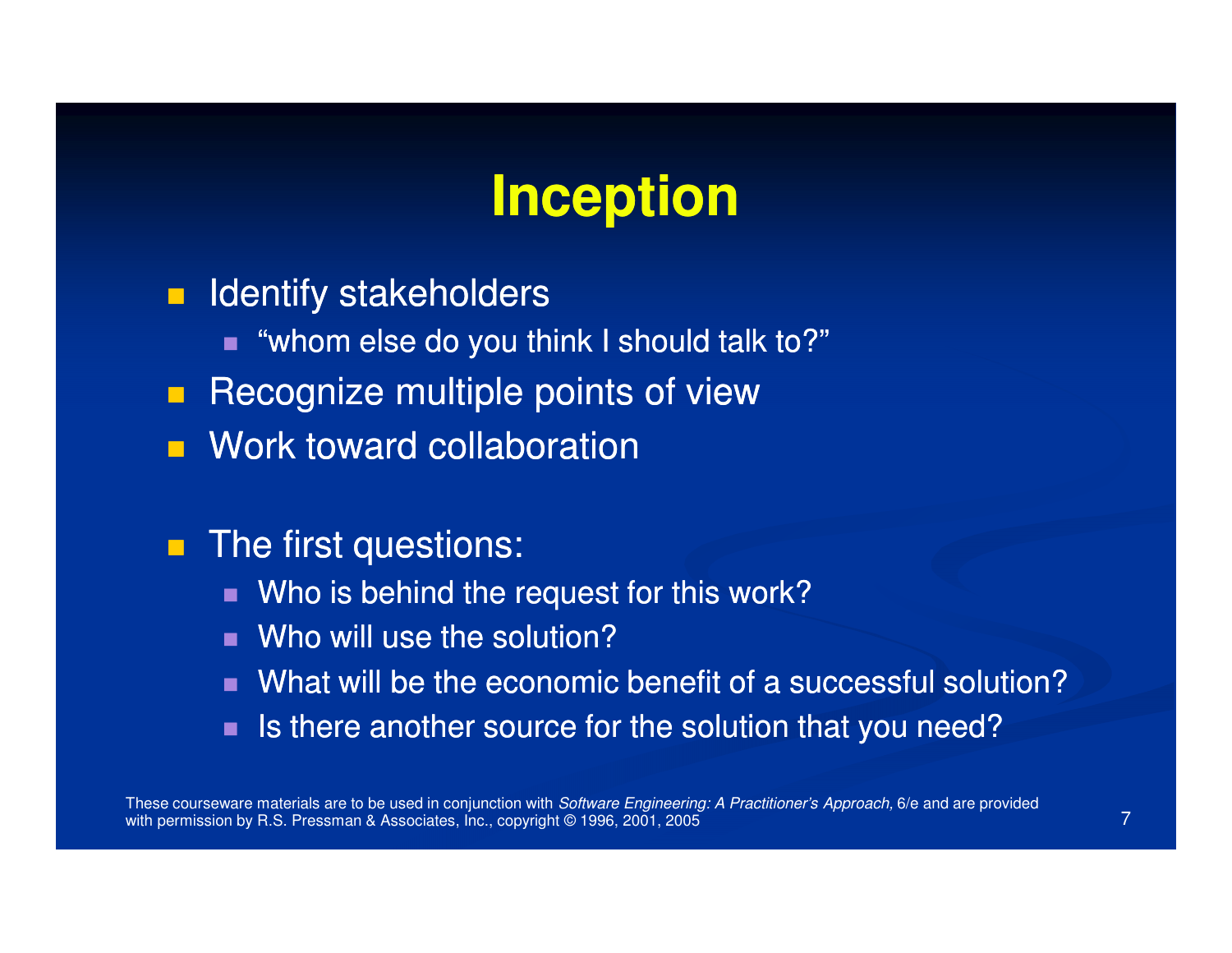# Inception

- Identify stakeholders
  - "whom else do you think I should talk to?"
- Recognize multiple points of view
- Work toward collaboration

- The first questions:
  - Who is behind the request for this work?
  - Who will use the solution?
  - What will be the economic benefit of a successful solution?
  - Is there another source for the solution that you need?

These courseware materials are to be used in conjunction with *Software Engineering: A Practitioner's Approach,* 6/e and are provided with permission by R.S. Pressman & Associates, Inc., copyright © 1996, 2001, 2005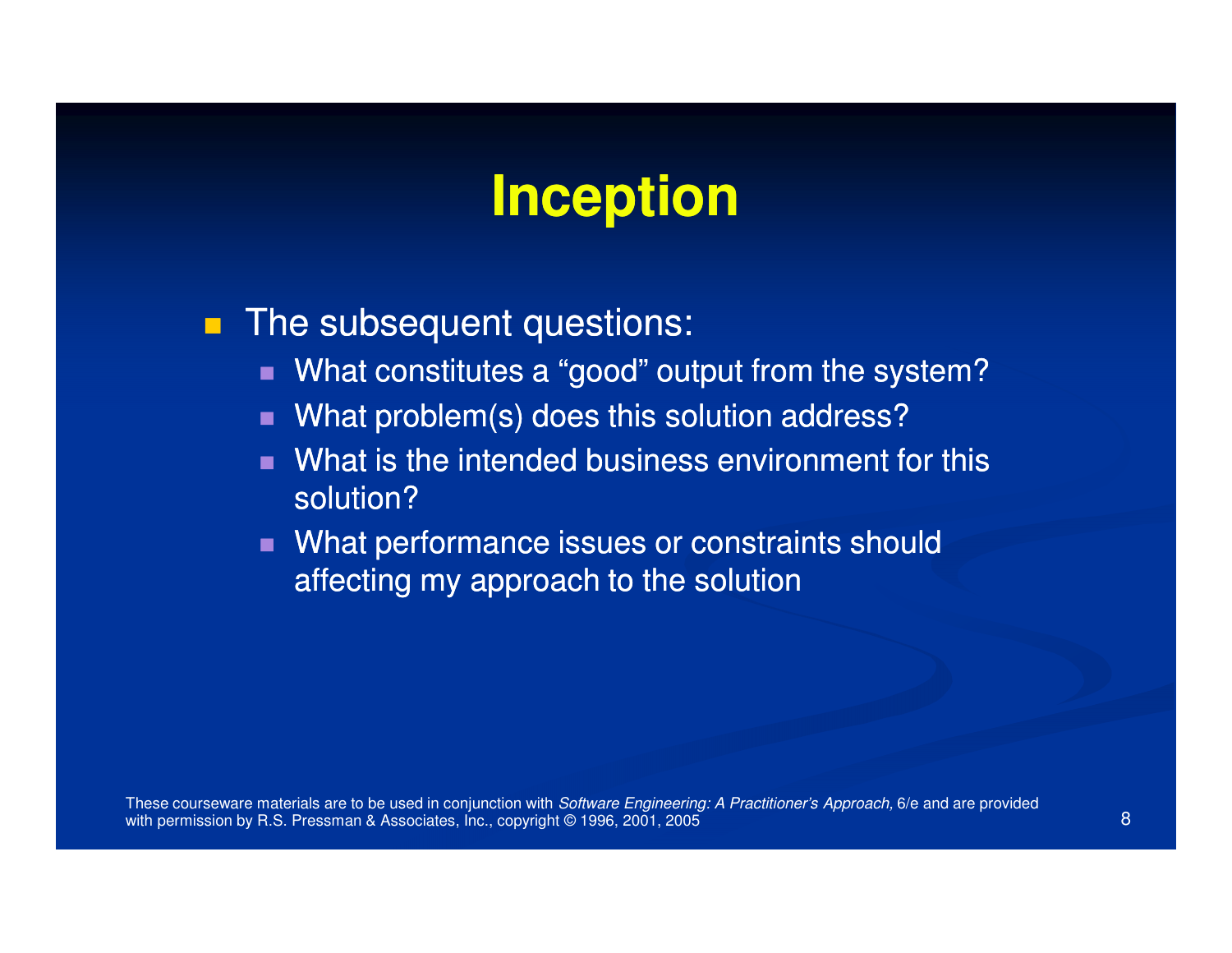# Inception

- The subsequent questions:
  - What constitutes a “good” output from the system?
  - What problem(s) does this solution address?
  - What is the intended business environment for this solution?
  - What performance issues or constraints should affecting my approach to the solution

These courseware materials are to be used in conjunction with *Software Engineering: A Practitioner's Approach,* 6/e and are provided with permission by R.S. Pressman & Associates, Inc., copyright © 1996, 2001, 2005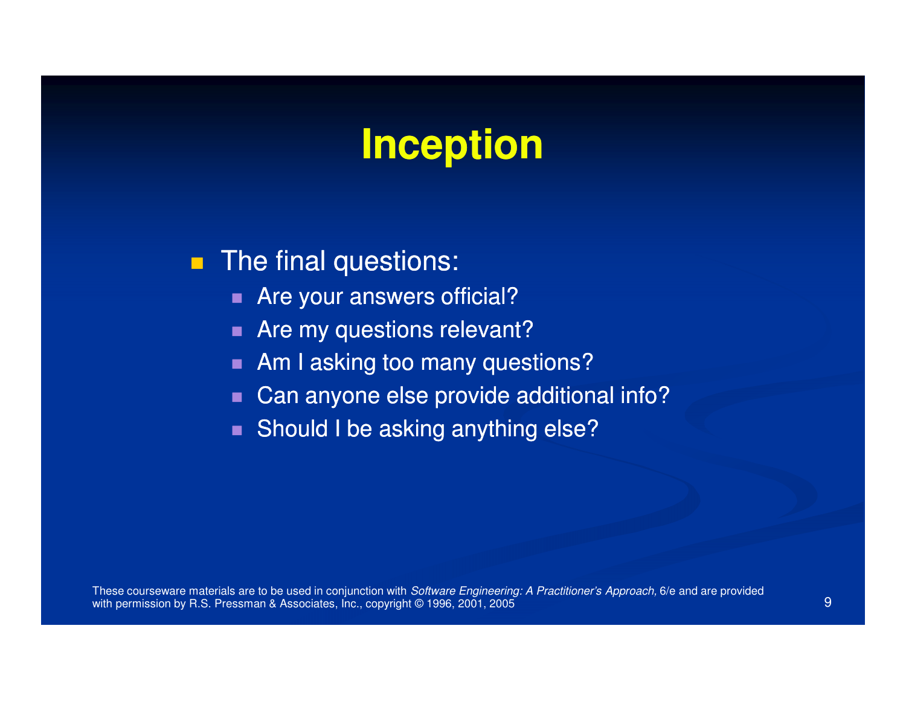# Inception

- The final questions:
  - Are your answers official?
  - Are my questions relevant?
  - Am I asking too many questions?
  - Can anyone else provide additional info?
  - Should I be asking anything else?

These courseware materials are to be used in conjunction with *Software Engineering: A Practitioner's Approach,* 6/e and are provided with permission by R.S. Pressman & Associates, Inc., copyright © 1996, 2001, 2005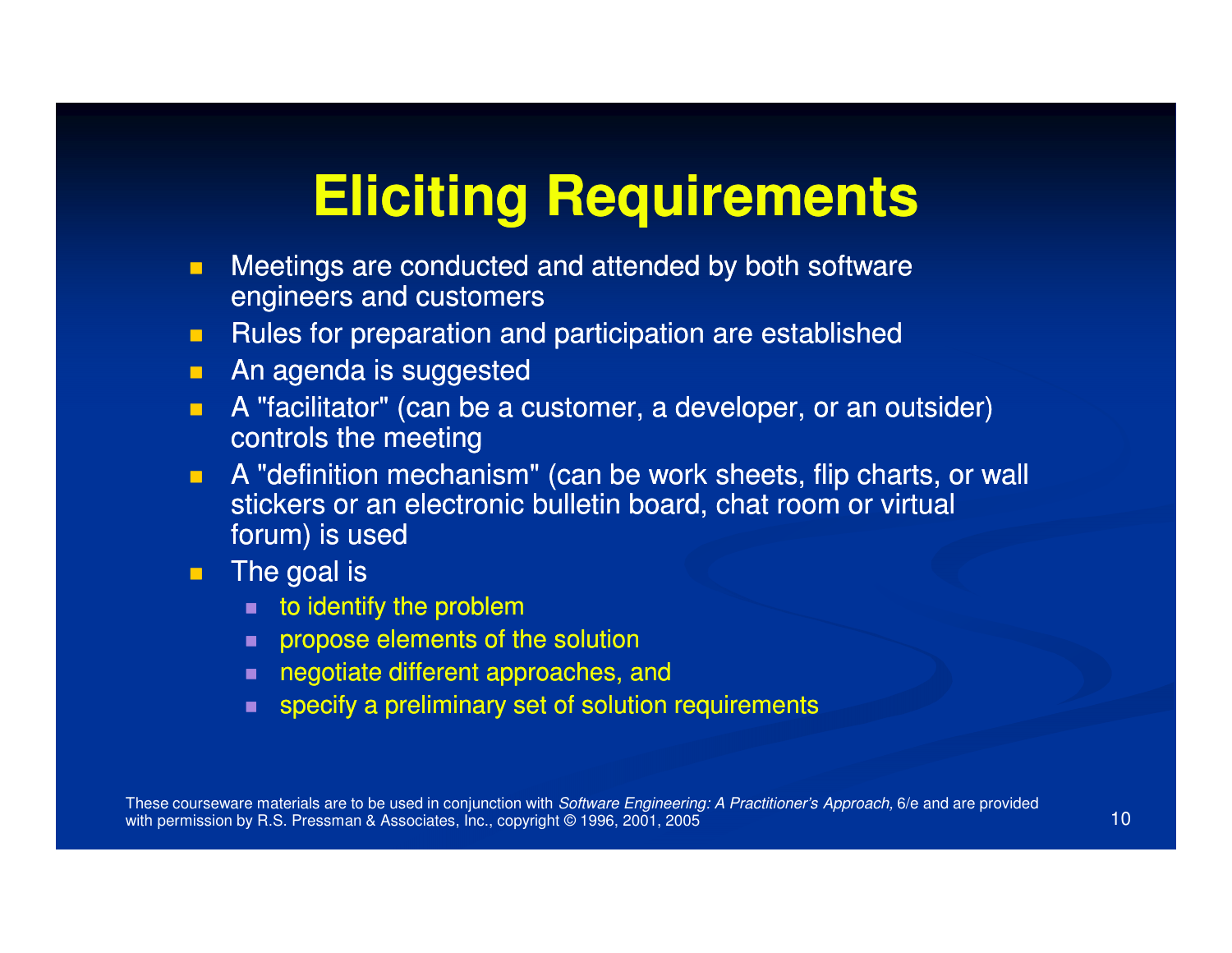# Eliciting Requirements

- Meetings are conducted and attended by both software engineers and customers
- Rules for preparation and participation are established
- An agenda is suggested
- A "facilitator" (can be a customer, a developer, or an outsider) controls the meeting
- A "definition mechanism" (can be work sheets, flip charts, or wall stickers or an electronic bulletin board, chat room or virtual forum) is used
- The goal is
  - to identify the problem
  - propose elements of the solution
  - negotiate different approaches, and
  - specify a preliminary set of solution requirements

These courseware materials are to be used in conjunction with *Software Engineering: A Practitioner's Approach,* 6/e and are provided with permission by R.S. Pressman & Associates, Inc., copyright © 1996, 2001, 2005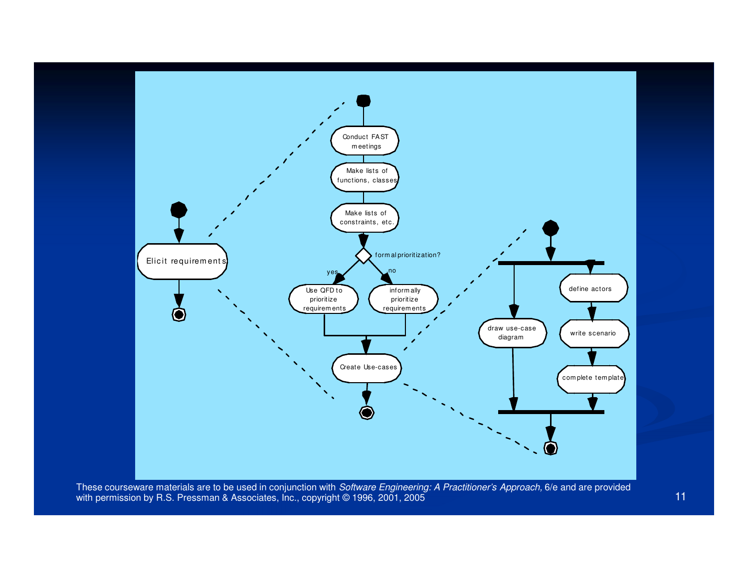Elicit requirements

Conduct FAST meetings

Make lists of functions, classes

Make lists of constraints, etc.

formal prioritization?

yes

no

Use QFD to prioritize requirements

informally prioritize requirements

Create Use-cases

draw use-case diagram

define actors

write scenario

complete template

These courseware materials are to be used in conjunction with *Software Engineering: A Practitioner's Approach,* 6/e and are provided with permission by R.S. Pressman & Associates, Inc., copyright © 1996, 2001, 2005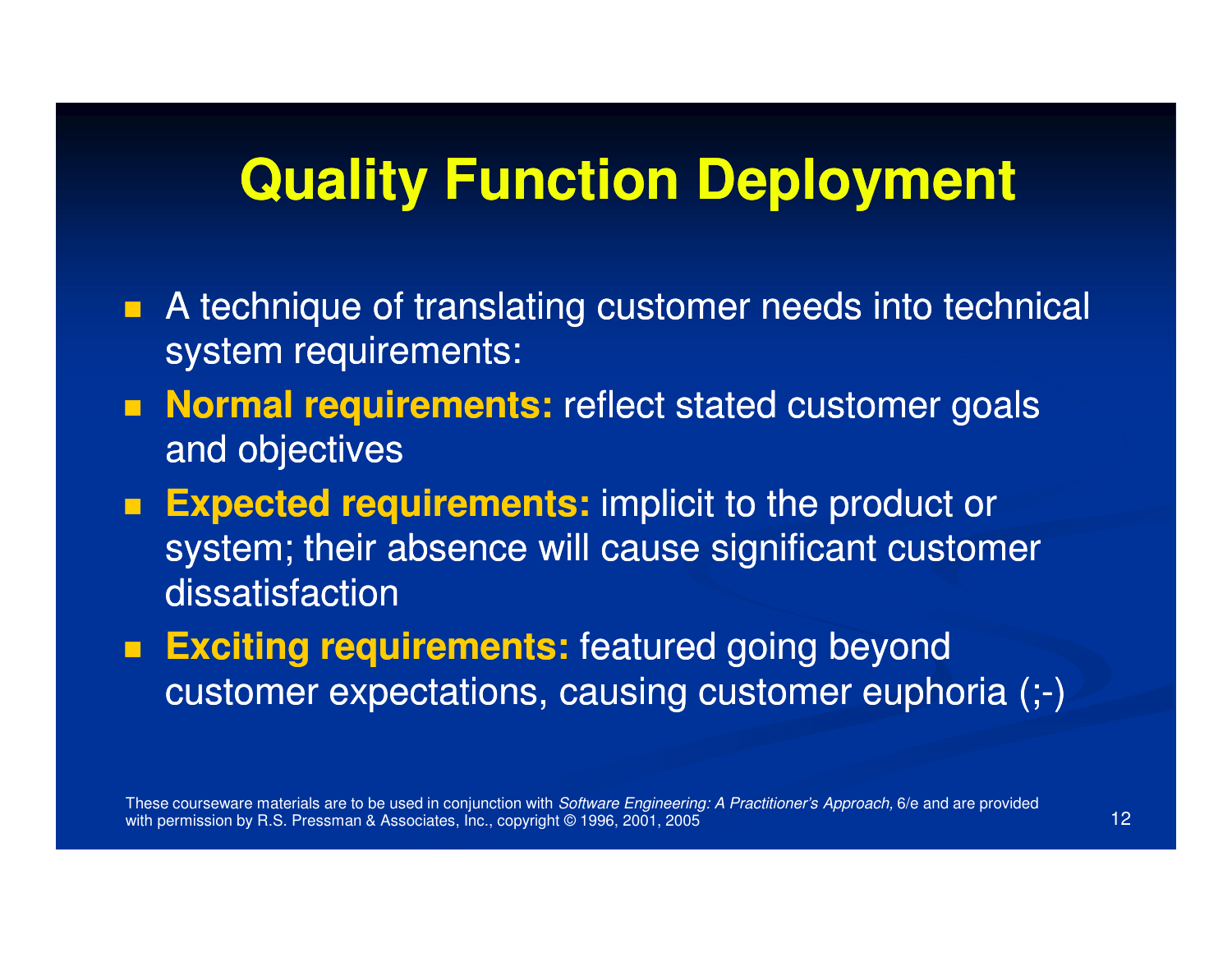# Quality Function Deployment

- A technique of translating customer needs into technical system requirements:
- **Normal requirements:** reflect stated customer goals and objectives
- **Expected requirements:** implicit to the product or system; their absence will cause significant customer dissatisfaction
- **Exciting requirements:** featured going beyond customer expectations, causing customer euphoria (;-)

These courseware materials are to be used in conjunction with *Software Engineering: A Practitioner's Approach,* 6/e and are provided with permission by R.S. Pressman & Associates, Inc., copyright © 1996, 2001, 2005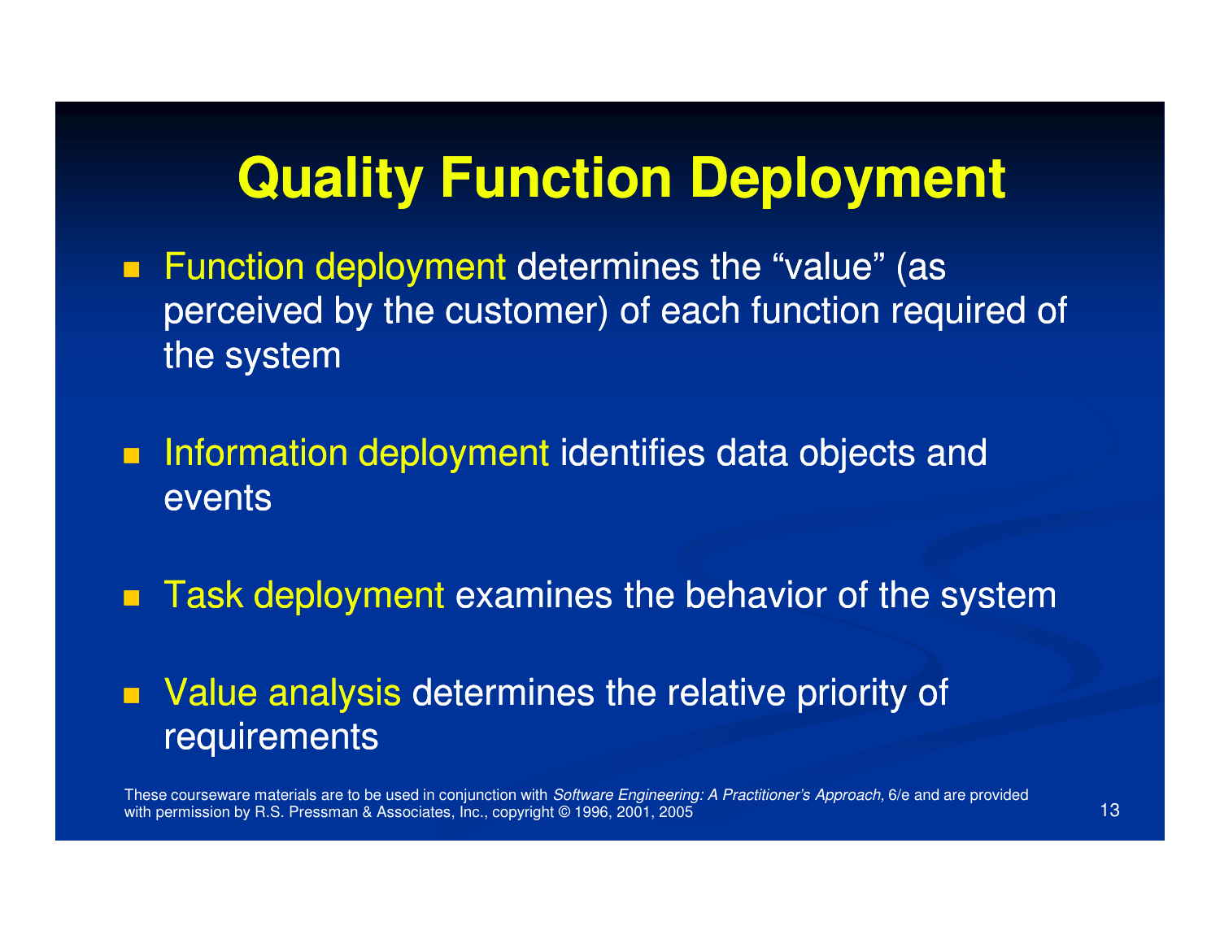# Quality Function Deployment

- Function deployment determines the "value" (as perceived by the customer) of each function required of the system
- Information deployment identifies data objects and events
- Task deployment examines the behavior of the system
- Value analysis determines the relative priority of requirements

These courseware materials are to be used in conjunction with *Software Engineering: A Practitioner's Approach,* 6/e and are provided with permission by R.S. Pressman & Associates, Inc., copyright © 1996, 2001, 2005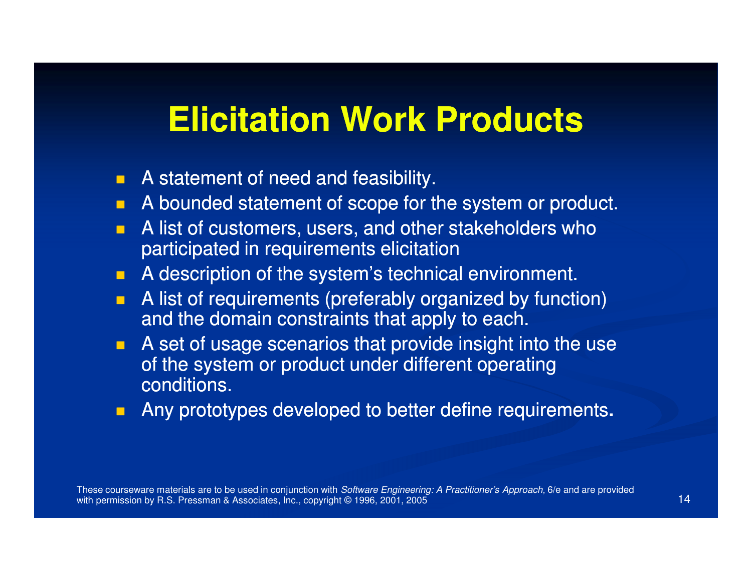# Elicitation Work Products

- A statement of need and feasibility.
- A bounded statement of scope for the system or product.
- A list of customers, users, and other stakeholders who participated in requirements elicitation
- A description of the system's technical environment.
- A list of requirements (preferably organized by function) and the domain constraints that apply to each.
- A set of usage scenarios that provide insight into the use of the system or product under different operating conditions.
- Any prototypes developed to better define requirements.

These courseware materials are to be used in conjunction with *Software Engineering: A Practitioner's Approach,* 6/e and are provided with permission by R.S. Pressman & Associates, Inc., copyright © 1996, 2001, 2005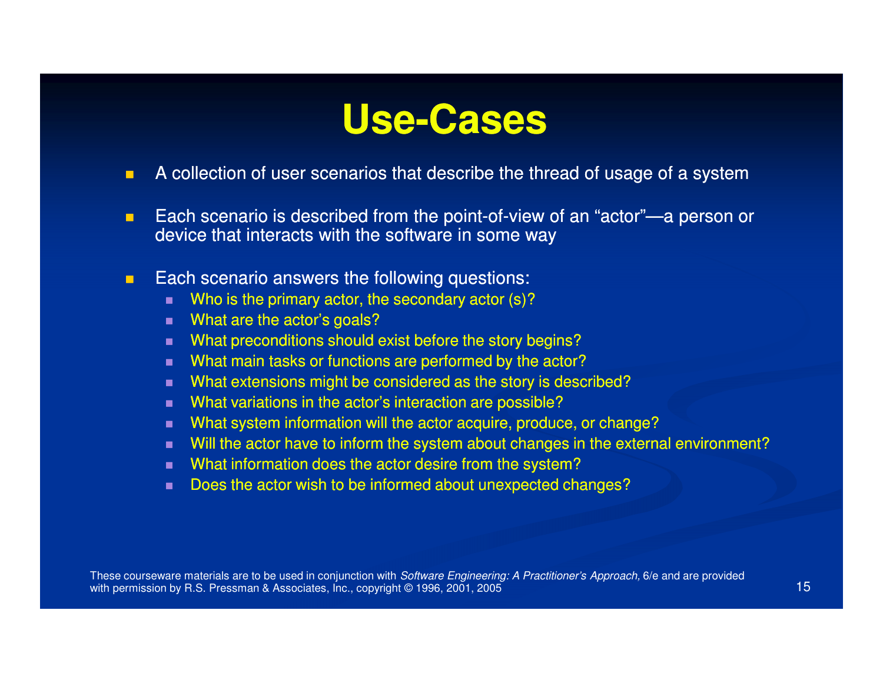# Use-Cases

- A collection of user scenarios that describe the thread of usage of a system
- Each scenario is described from the point-of-view of an "actor"—a person or device that interacts with the software in some way
- Each scenario answers the following questions:
  - Who is the primary actor, the secondary actor (s)?
  - What are the actor's goals?
  - What preconditions should exist before the story begins?
  - What main tasks or functions are performed by the actor?
  - What extensions might be considered as the story is described?
  - What variations in the actor's interaction are possible?
  - What system information will the actor acquire, produce, or change?
  - Will the actor have to inform the system about changes in the external environment?
  - What information does the actor desire from the system?
  - Does the actor wish to be informed about unexpected changes?

These courseware materials are to be used in conjunction with *Software Engineering: A Practitioner's Approach,* 6/e and are provided with permission by R.S. Pressman & Associates, Inc., copyright © 1996, 2001, 2005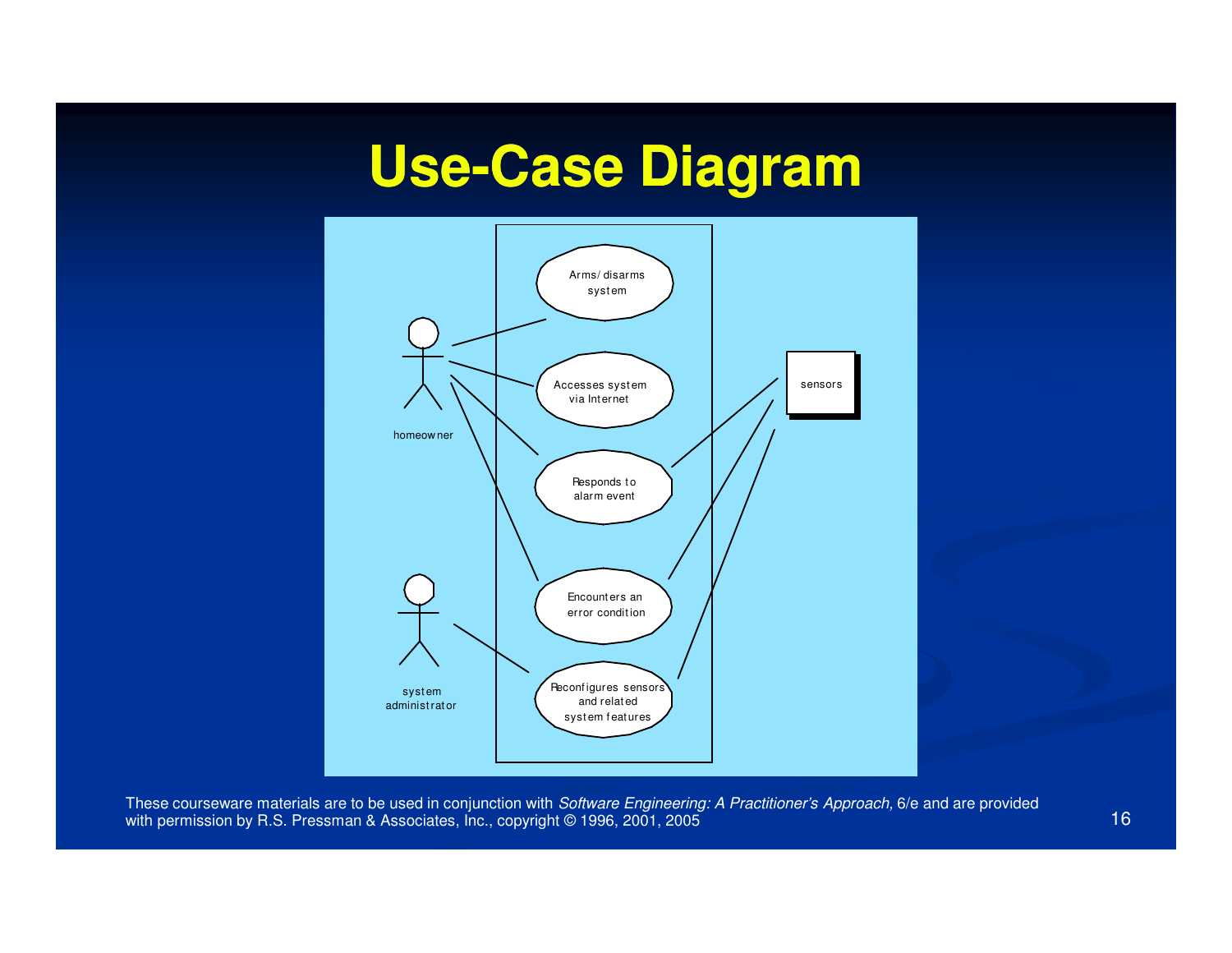# Use-Case Diagram

homeowner

system administrator

Arms/ disarms system

Accesses system via Internet

Responds to alarm event

Encounters an error condition

Reconfigures sensors and related system features

sensors

These courseware materials are to be used in conjunction with *Software Engineering: A Practitioner's Approach,* 6/e and are provided with permission by R.S. Pressman & Associates, Inc., copyright © 1996, 2001, 2005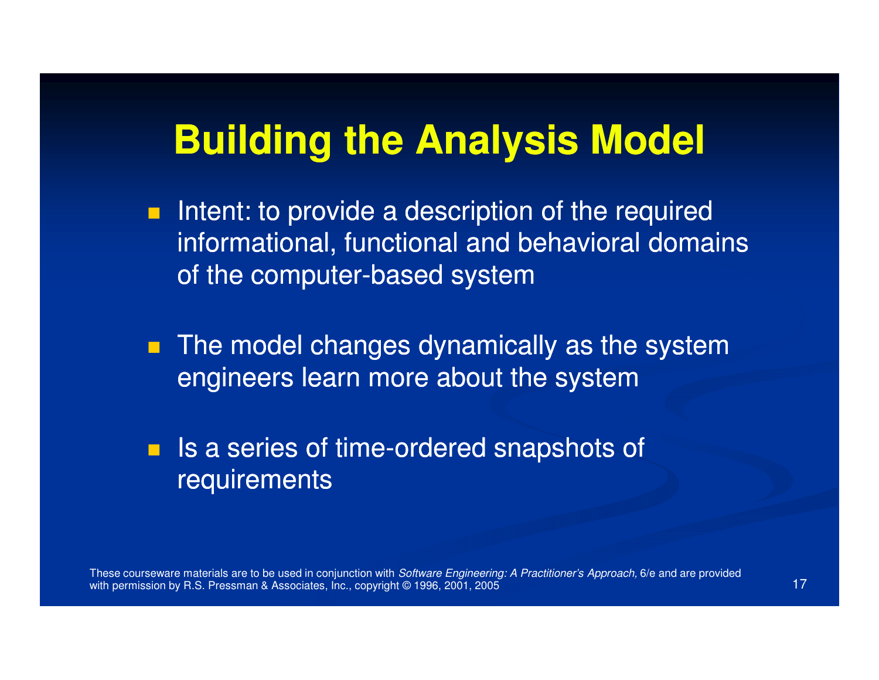# Building the Analysis Model

- Intent: to provide a description of the required informational, functional and behavioral domains of the computer-based system
- The model changes dynamically as the system engineers learn more about the system
- Is a series of time-ordered snapshots of requirements

These courseware materials are to be used in conjunction with *Software Engineering: A Practitioner's Approach,* 6/e and are provided with permission by R.S. Pressman & Associates, Inc., copyright © 1996, 2001, 2005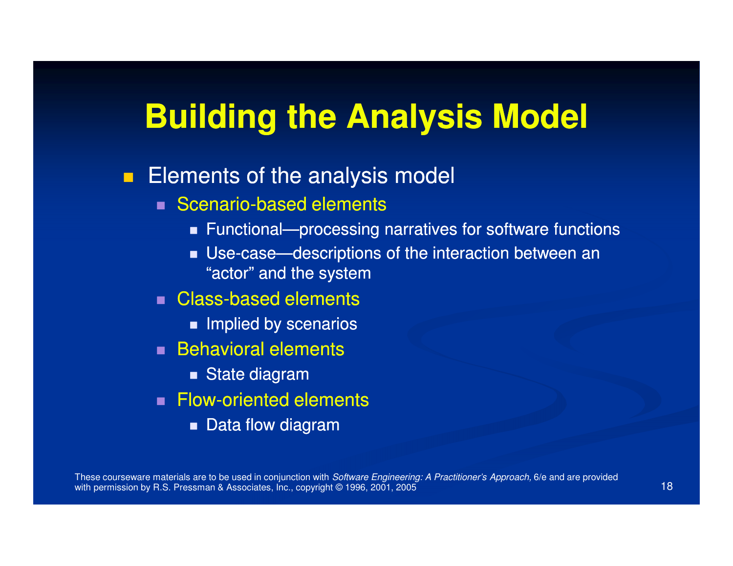# Building the Analysis Model

- Elements of the analysis model
  - Scenario-based elements
    - Functional—processing narratives for software functions
    - Use-case—descriptions of the interaction between an "actor" and the system
  - Class-based elements
    - Implied by scenarios
  - Behavioral elements
    - State diagram
  - Flow-oriented elements
    - Data flow diagram

These courseware materials are to be used in conjunction with *Software Engineering: A Practitioner's Approach,* 6/e and are provided with permission by R.S. Pressman & Associates, Inc., copyright © 1996, 2001, 2005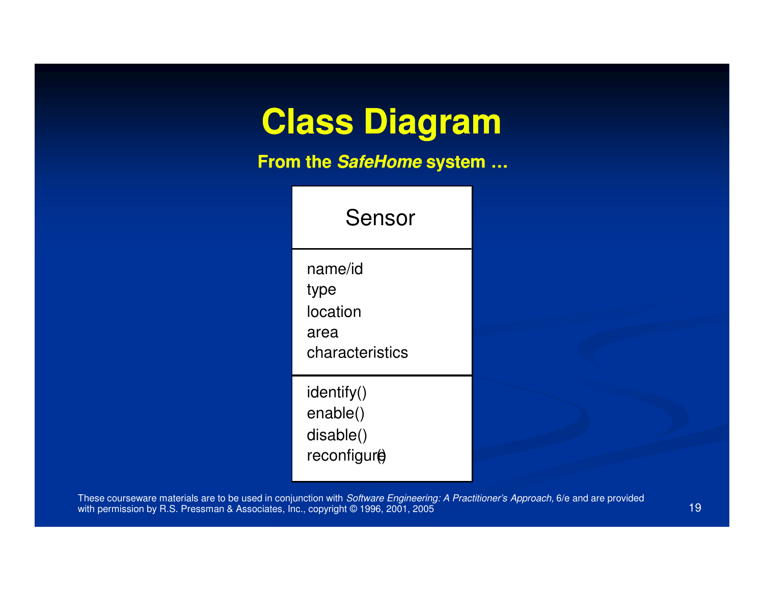# Class Diagram

**From the *SafeHome* system …**

| Sensor |
| --- |
| name/id<br>type<br>location<br>area<br>characteristics |
| identify()<br>enable()<br>disable()<br>reconfigure() |

These courseware materials are to be used in conjunction with *Software Engineering: A Practitioner's Approach,* 6/e and are provided with permission by R.S. Pressman & Associates, Inc., copyright © 1996, 2001, 2005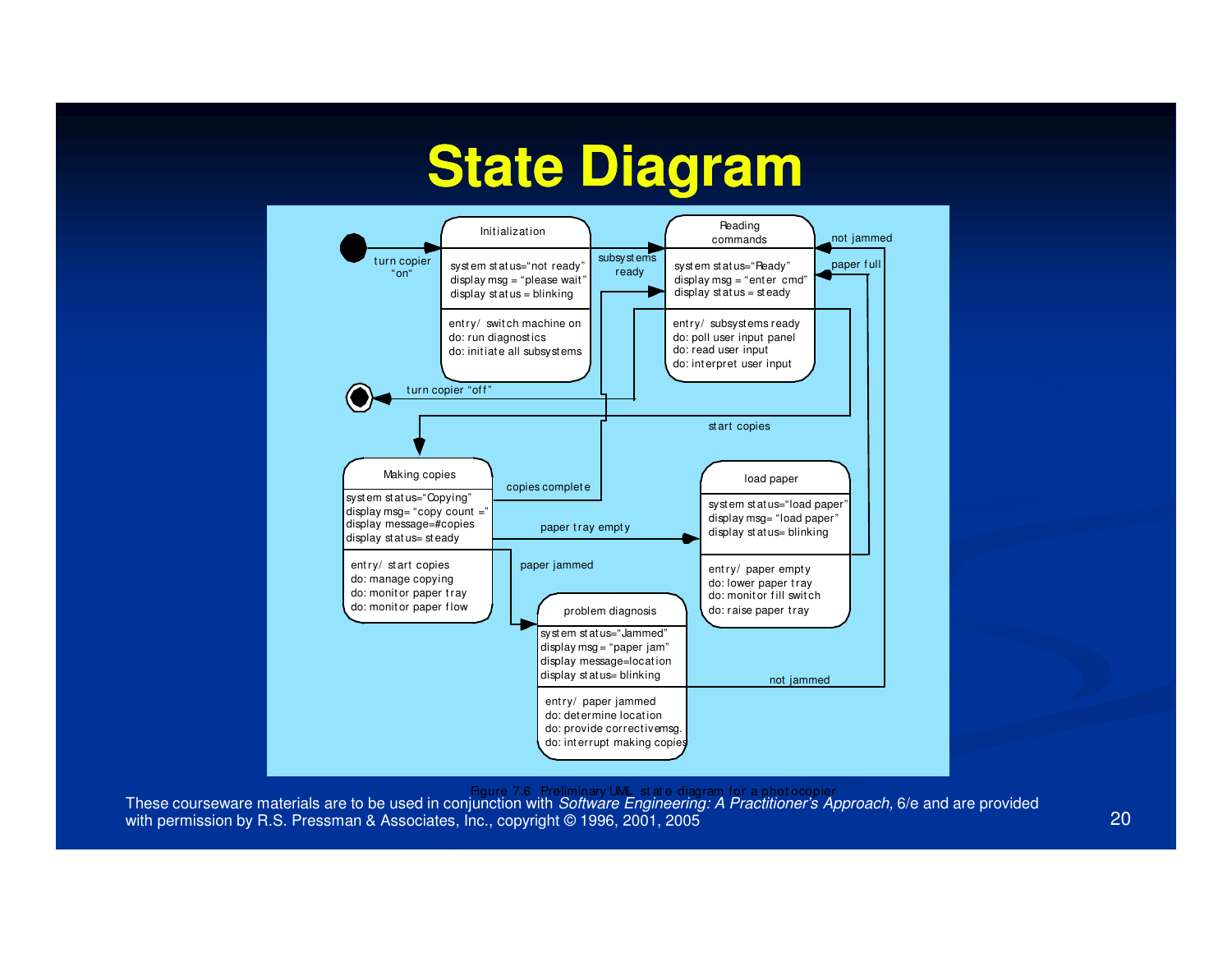# State Diagram

Initialization

system status="not ready"
display msg = "please wait"
display status = blinking

entry/ switch machine on
do: run diagnostics
do: initiate all subsystems

turn copier "on"

subsystems ready

Reading commands

system status="Ready"
display msg = "enter cmd"
display status = steady

entry/ subsystems ready
do: poll user input panel
do: read user input
do: interpret user input

not jammed

paper full

turn copier "off"

start copies

Making copies

system status="Copying"
display msg= "copy count ="
display message=#copies
display status= steady

entry/ start copies
do: manage copying
do: monitor paper tray
do: monitor paper flow

copies complete

paper tray empty

paper jammed

load paper

system status="load paper"
display msg= "load paper"
display status= blinking

entry/ paper empty
do: lower paper tray
do: monitor fill switch
do: raise paper tray

problem diagnosis

system status="Jammed"
display msg = "paper jam"
display message=location
display status= blinking

entry/ paper jammed
do: determine location
do: provide correctivemsg.
do: interrupt making copies

not jammed

Figure 7.6 Preliminary UML state diagram for a photocopier

These courseware materials are to be used in conjunction with *Software Engineering: A Practitioner's Approach,* 6/e and are provided with permission by R.S. Pressman & Associates, Inc., copyright © 1996, 2001, 2005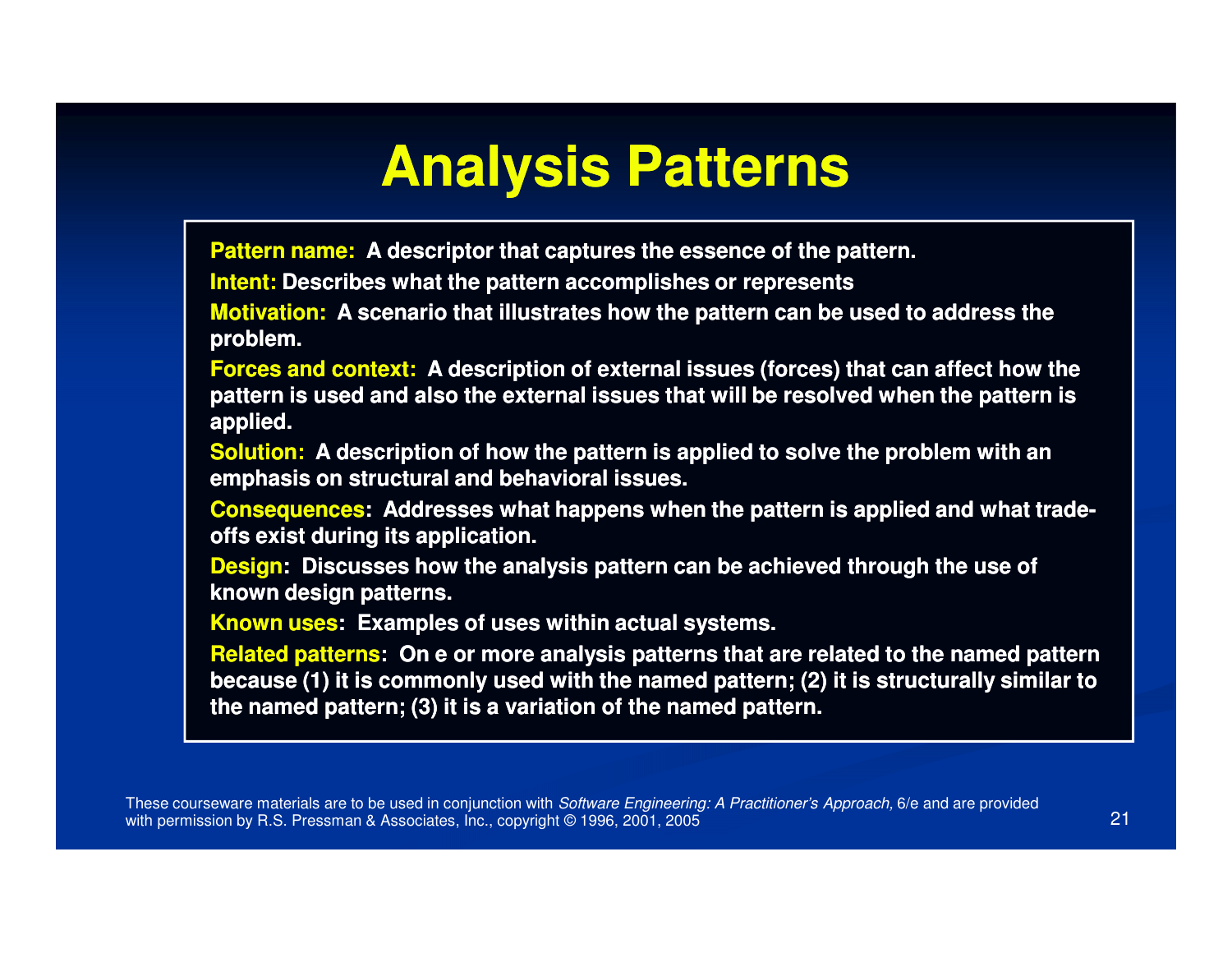# Analysis Patterns

**Pattern name:** A descriptor that captures the essence of the pattern.

**Intent:** Describes what the pattern accomplishes or represents

**Motivation:** A scenario that illustrates how the pattern can be used to address the problem.

**Forces and context:** A description of external issues (forces) that can affect how the pattern is used and also the external issues that will be resolved when the pattern is applied.

**Solution:** A description of how the pattern is applied to solve the problem with an emphasis on structural and behavioral issues.

**Consequences:** Addresses what happens when the pattern is applied and what trade-offs exist during its application.

**Design:** Discusses how the analysis pattern can be achieved through the use of known design patterns.

**Known uses:** Examples of uses within actual systems.

**Related patterns:** On e or more analysis patterns that are related to the named pattern because (1) it is commonly used with the named pattern; (2) it is structurally similar to the named pattern; (3) it is a variation of the named pattern.

These courseware materials are to be used in conjunction with *Software Engineering: A Practitioner's Approach,* 6/e and are provided with permission by R.S. Pressman & Associates, Inc., copyright © 1996, 2001, 2005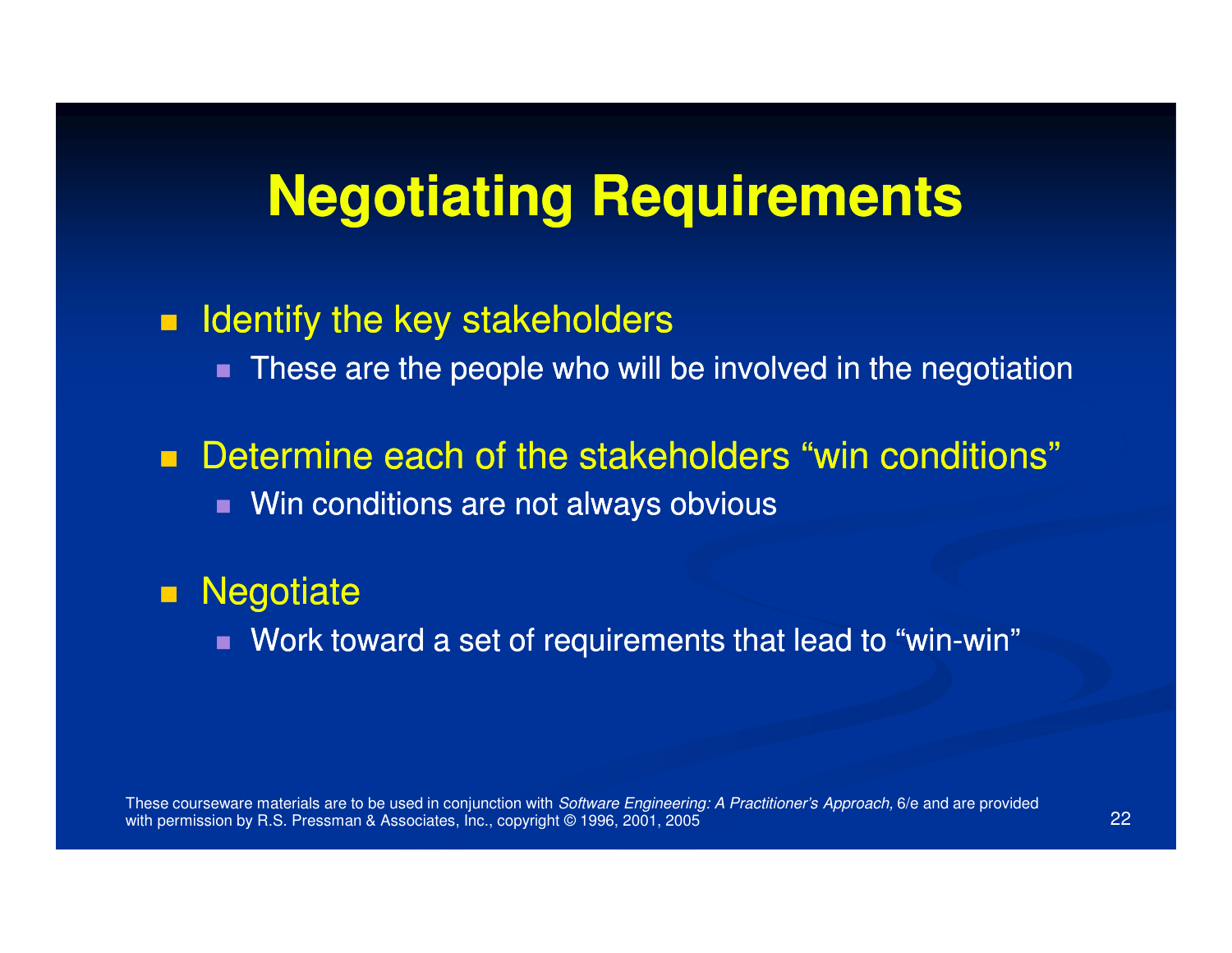# Negotiating Requirements

- Identify the key stakeholders
  - These are the people who will be involved in the negotiation
- Determine each of the stakeholders "win conditions"
  - Win conditions are not always obvious
- Negotiate
  - Work toward a set of requirements that lead to "win-win"

These courseware materials are to be used in conjunction with *Software Engineering: A Practitioner's Approach,* 6/e and are provided with permission by R.S. Pressman & Associates, Inc., copyright © 1996, 2001, 2005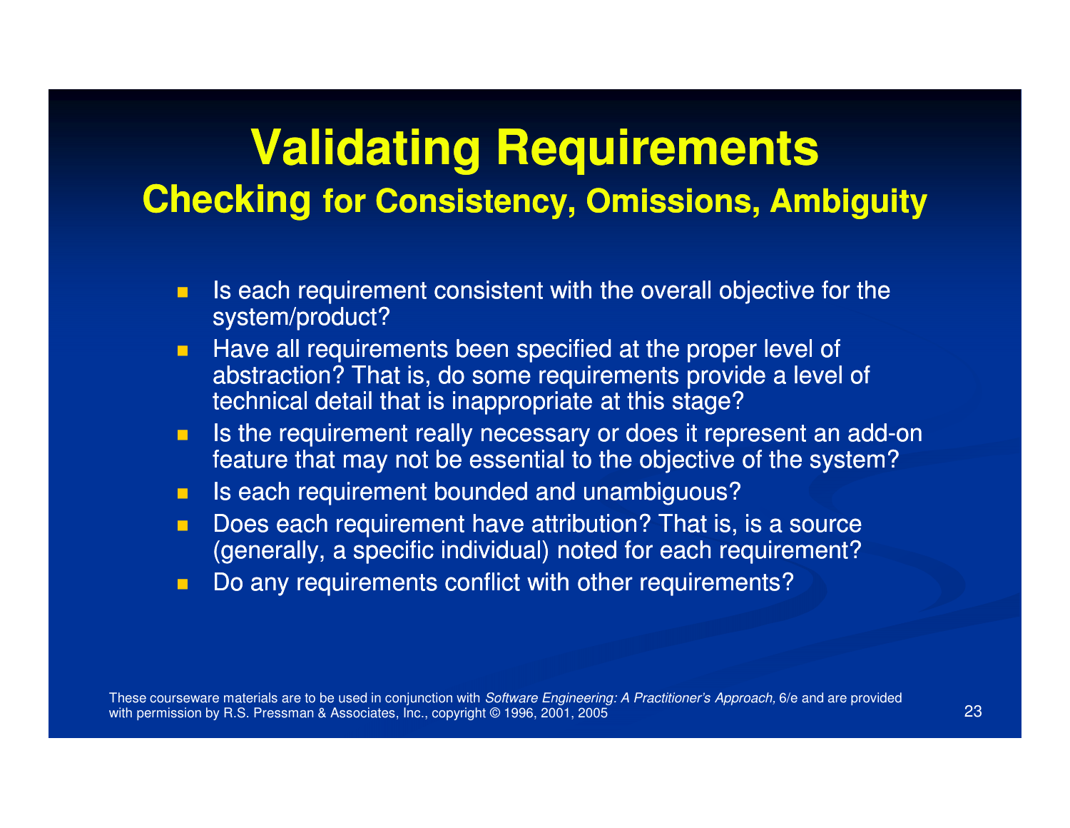# Validating Requirements

## Checking for Consistency, Omissions, Ambiguity

- Is each requirement consistent with the overall objective for the system/product?
- Have all requirements been specified at the proper level of abstraction? That is, do some requirements provide a level of technical detail that is inappropriate at this stage?
- Is the requirement really necessary or does it represent an add-on feature that may not be essential to the objective of the system?
- Is each requirement bounded and unambiguous?
- Does each requirement have attribution? That is, is a source (generally, a specific individual) noted for each requirement?
- Do any requirements conflict with other requirements?

These courseware materials are to be used in conjunction with *Software Engineering: A Practitioner's Approach,* 6/e and are provided with permission by R.S. Pressman & Associates, Inc., copyright © 1996, 2001, 2005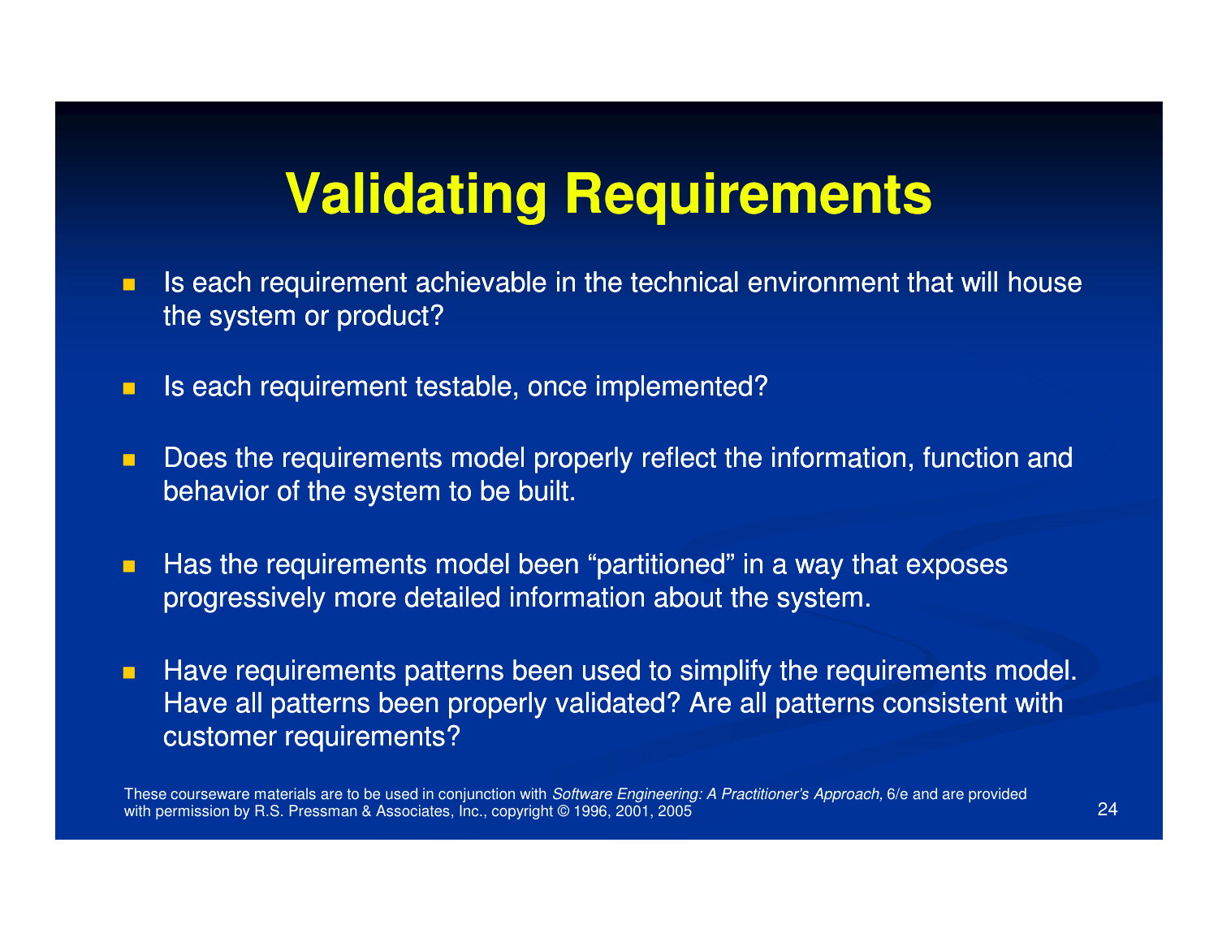# Validating Requirements

- Is each requirement achievable in the technical environment that will house the system or product?
- Is each requirement testable, once implemented?
- Does the requirements model properly reflect the information, function and behavior of the system to be built.
- Has the requirements model been "partitioned" in a way that exposes progressively more detailed information about the system.
- Have requirements patterns been used to simplify the requirements model. Have all patterns been properly validated? Are all patterns consistent with customer requirements?

These courseware materials are to be used in conjunction with *Software Engineering: A Practitioner's Approach,* 6/e and are provided with permission by R.S. Pressman & Associates, Inc., copyright © 1996, 2001, 2005